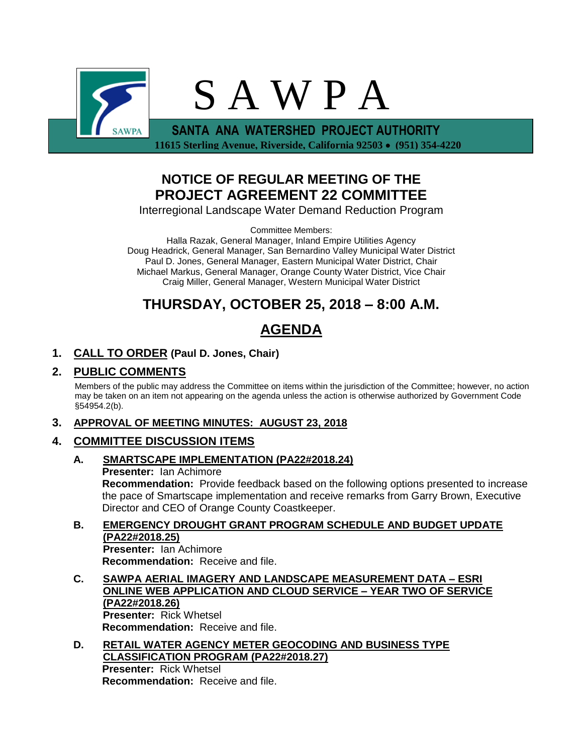# S A W P A

**SANTA ANA WATERSHED PROJECT AUTHORITY**

**11615 Sterling Avenue, Riverside, California 92503 • (951) 354-4220**

## NOTICE OF REGULAR MEETING OF THE PROJECT AGREEMENT 22 COMMITTEE

Interregional Landscape Water Demand Reduction Program

Committee Members:
Halla Razak, General Manager, Inland Empire Utilities Agency
Doug Headrick, General Manager, San Bernardino Valley Municipal Water District
Paul D. Jones, General Manager, Eastern Municipal Water District, Chair
Michael Markus, General Manager, Orange County Water District, Vice Chair
Craig Miller, General Manager, Western Municipal Water District

## THURSDAY, OCTOBER 25, 2018 – 8:00 A.M.

## AGENDA

**1. CALL TO ORDER (Paul D. Jones, Chair)**

**2. PUBLIC COMMENTS**

Members of the public may address the Committee on items within the jurisdiction of the Committee; however, no action may be taken on an item not appearing on the agenda unless the action is otherwise authorized by Government Code §54954.2(b).

**3. APPROVAL OF MEETING MINUTES: AUGUST 23, 2018**

**4. COMMITTEE DISCUSSION ITEMS**

**A. SMARTSCAPE IMPLEMENTATION (PA22#2018.24)**
**Presenter:** Ian Achimore
**Recommendation:** Provide feedback based on the following options presented to increase the pace of Smartscape implementation and receive remarks from Garry Brown, Executive Director and CEO of Orange County Coastkeeper.

**B. EMERGENCY DROUGHT GRANT PROGRAM SCHEDULE AND BUDGET UPDATE (PA22#2018.25)**
**Presenter:** Ian Achimore
**Recommendation:** Receive and file.

**C. SAWPA AERIAL IMAGERY AND LANDSCAPE MEASUREMENT DATA – ESRI ONLINE WEB APPLICATION AND CLOUD SERVICE – YEAR TWO OF SERVICE (PA22#2018.26)**
**Presenter:** Rick Whetsel
**Recommendation:** Receive and file.

**D. RETAIL WATER AGENCY METER GEOCODING AND BUSINESS TYPE CLASSIFICATION PROGRAM (PA22#2018.27)**
**Presenter:** Rick Whetsel
**Recommendation:** Receive and file.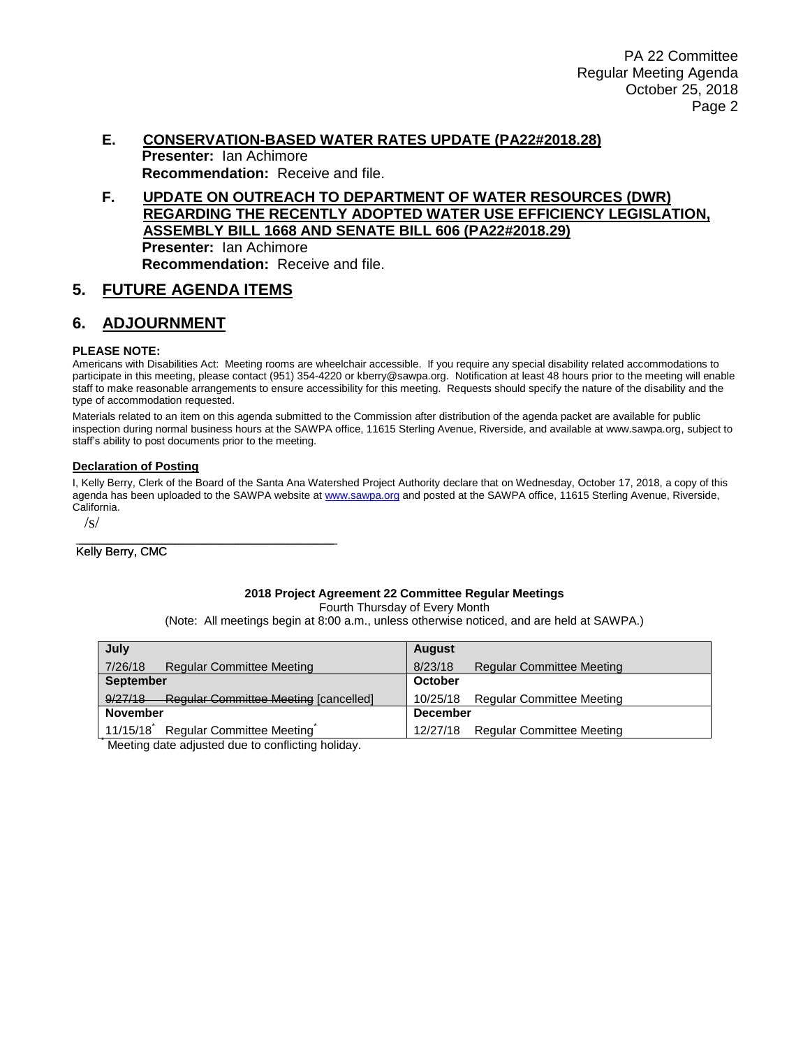**E. CONSERVATION-BASED WATER RATES UPDATE (PA22#2018.28)**

**Presenter:** Ian Achimore

**Recommendation:** Receive and file.

**F. UPDATE ON OUTREACH TO DEPARTMENT OF WATER RESOURCES (DWR) REGARDING THE RECENTLY ADOPTED WATER USE EFFICIENCY LEGISLATION, ASSEMBLY BILL 1668 AND SENATE BILL 606 (PA22#2018.29)**

**Presenter:** Ian Achimore

**Recommendation:** Receive and file.

## 5. FUTURE AGENDA ITEMS

## 6. ADJOURNMENT

**PLEASE NOTE:**

Americans with Disabilities Act: Meeting rooms are wheelchair accessible. If you require any special disability related accommodations to participate in this meeting, please contact (951) 354-4220 or kberry@sawpa.org. Notification at least 48 hours prior to the meeting will enable staff to make reasonable arrangements to ensure accessibility for this meeting. Requests should specify the nature of the disability and the type of accommodation requested.

Materials related to an item on this agenda submitted to the Commission after distribution of the agenda packet are available for public inspection during normal business hours at the SAWPA office, 11615 Sterling Avenue, Riverside, and available at www.sawpa.org, subject to staff's ability to post documents prior to the meeting.

**Declaration of Posting**

I, Kelly Berry, Clerk of the Board of the Santa Ana Watershed Project Authority declare that on Wednesday, October 17, 2018, a copy of this agenda has been uploaded to the SAWPA website at www.sawpa.org and posted at the SAWPA office, 11615 Sterling Avenue, Riverside, California.

/s/

_______________________________________

Kelly Berry, CMC

**2018 Project Agreement 22 Committee Regular Meetings**

Fourth Thursday of Every Month

(Note: All meetings begin at 8:00 a.m., unless otherwise noticed, and are held at SAWPA.)

| July | August |
|---|---|
| 7/26/18 Regular Committee Meeting | 8/23/18 Regular Committee Meeting |
| **September** | **October** |
| ~~9/27/18 Regular Committee Meeting~~ [cancelled] | 10/25/18 Regular Committee Meeting |
| **November** | **December** |
| 11/15/18* Regular Committee Meeting* | 12/27/18 Regular Committee Meeting |

* Meeting date adjusted due to conflicting holiday.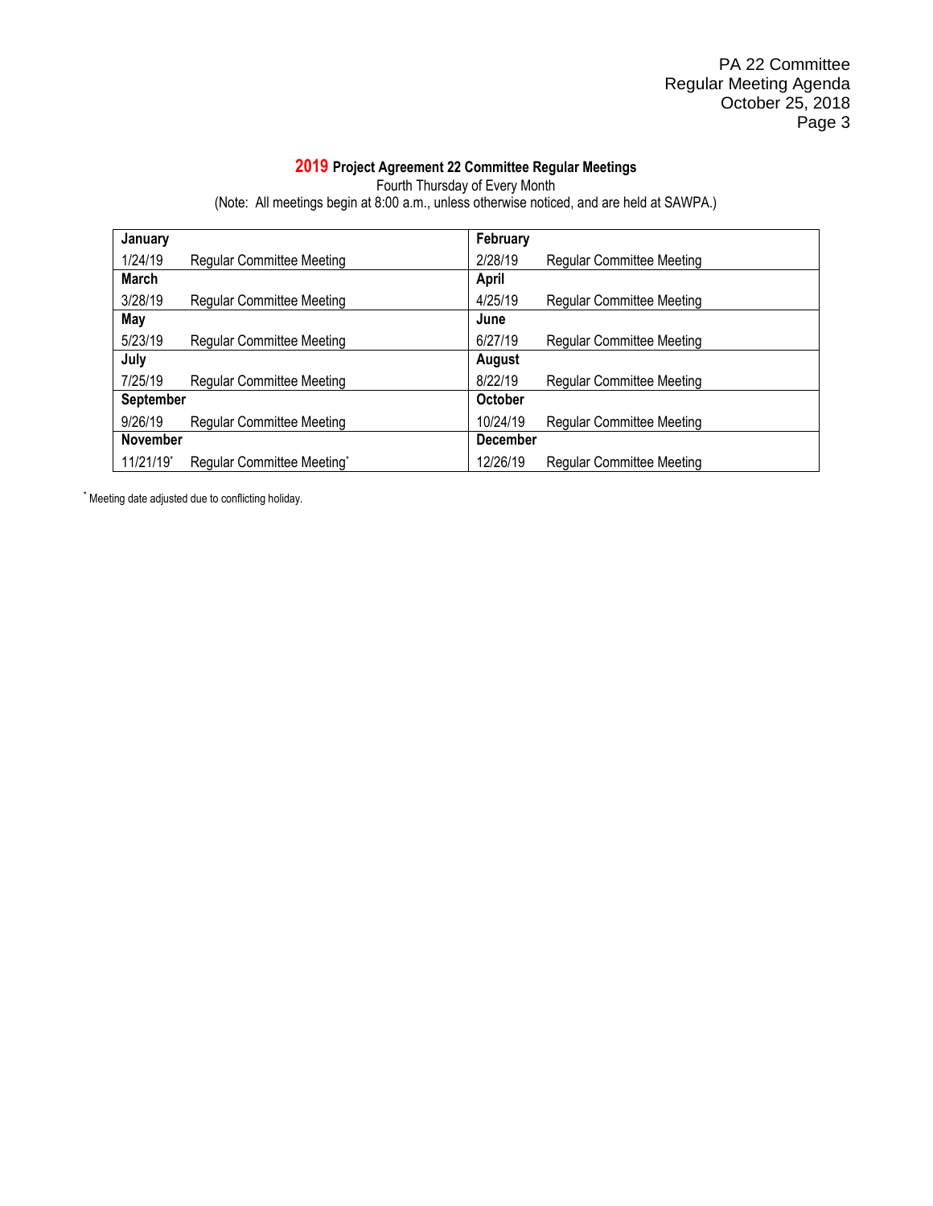## 2019 Project Agreement 22 Committee Regular Meetings

Fourth Thursday of Every Month

(Note: All meetings begin at 8:00 a.m., unless otherwise noticed, and are held at SAWPA.)

| | | | |
|---|---|---|---|
| **January** | | **February** | |
| 1/24/19 | Regular Committee Meeting | 2/28/19 | Regular Committee Meeting |
| **March** | | **April** | |
| 3/28/19 | Regular Committee Meeting | 4/25/19 | Regular Committee Meeting |
| **May** | | **June** | |
| 5/23/19 | Regular Committee Meeting | 6/27/19 | Regular Committee Meeting |
| **July** | | **August** | |
| 7/25/19 | Regular Committee Meeting | 8/22/19 | Regular Committee Meeting |
| **September** | | **October** | |
| 9/26/19 | Regular Committee Meeting | 10/24/19 | Regular Committee Meeting |
| **November** | | **December** | |
| 11/21/19* | Regular Committee Meeting* | 12/26/19 | Regular Committee Meeting |

* Meeting date adjusted due to conflicting holiday.